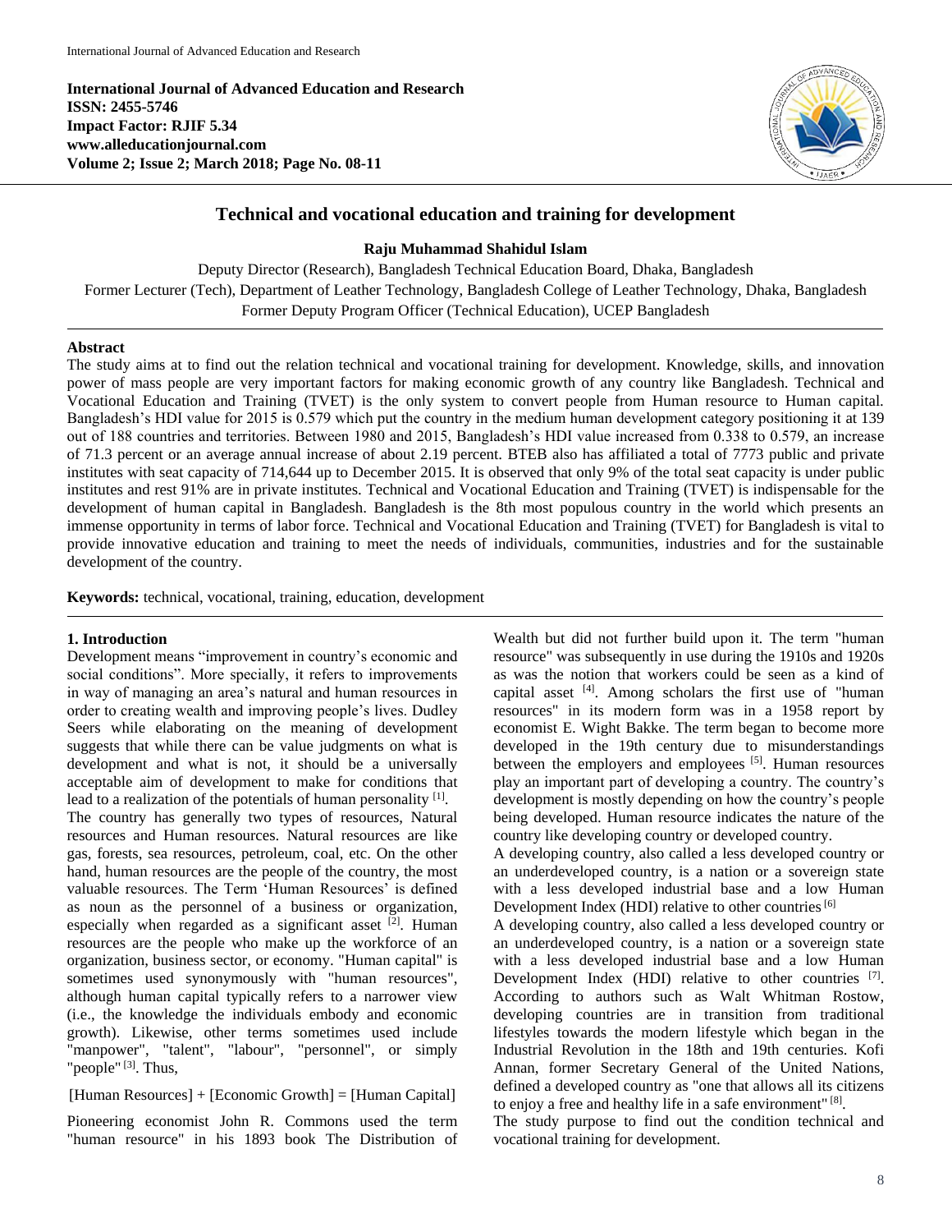# Technical and vocational education and training for development

**Raju Muhammad Shahidul Islam**

Deputy Director (Research), Bangladesh Technical Education Board, Dhaka, Bangladesh
Former Lecturer (Tech), Department of Leather Technology, Bangladesh College of Leather Technology, Dhaka, Bangladesh
Former Deputy Program Officer (Technical Education), UCEP Bangladesh

## Abstract

The study aims at to find out the relation technical and vocational training for development. Knowledge, skills, and innovation power of mass people are very important factors for making economic growth of any country like Bangladesh. Technical and Vocational Education and Training (TVET) is the only system to convert people from Human resource to Human capital. Bangladesh's HDI value for 2015 is 0.579 which put the country in the medium human development category positioning it at 139 out of 188 countries and territories. Between 1980 and 2015, Bangladesh's HDI value increased from 0.338 to 0.579, an increase of 71.3 percent or an average annual increase of about 2.19 percent. BTEB also has affiliated a total of 7773 public and private institutes with seat capacity of 714,644 up to December 2015. It is observed that only 9% of the total seat capacity is under public institutes and rest 91% are in private institutes. Technical and Vocational Education and Training (TVET) is indispensable for the development of human capital in Bangladesh. Bangladesh is the 8th most populous country in the world which presents an immense opportunity in terms of labor force. Technical and Vocational Education and Training (TVET) for Bangladesh is vital to provide innovative education and training to meet the needs of individuals, communities, industries and for the sustainable development of the country.

**Keywords:** technical, vocational, training, education, development

## 1. Introduction

Development means "improvement in country's economic and social conditions". More specially, it refers to improvements in way of managing an area's natural and human resources in order to creating wealth and improving people's lives. Dudley Seers while elaborating on the meaning of development suggests that while there can be value judgments on what is development and what is not, it should be a universally acceptable aim of development to make for conditions that lead to a realization of the potentials of human personality [1].

The country has generally two types of resources, Natural resources and Human resources. Natural resources are like gas, forests, sea resources, petroleum, coal, etc. On the other hand, human resources are the people of the country, the most valuable resources. The Term 'Human Resources' is defined as noun as the personnel of a business or organization, especially when regarded as a significant asset [2]. Human resources are the people who make up the workforce of an organization, business sector, or economy. "Human capital" is sometimes used synonymously with "human resources", although human capital typically refers to a narrower view (i.e., the knowledge the individuals embody and economic growth). Likewise, other terms sometimes used include "manpower", "talent", "labour", "personnel", or simply "people" [3]. Thus,

[Human Resources] + [Economic Growth] = [Human Capital]

Pioneering economist John R. Commons used the term "human resource" in his 1893 book The Distribution of Wealth but did not further build upon it. The term "human resource" was subsequently in use during the 1910s and 1920s as was the notion that workers could be seen as a kind of capital asset [4]. Among scholars the first use of "human resources" in its modern form was in a 1958 report by economist E. Wight Bakke. The term began to become more developed in the 19th century due to misunderstandings between the employers and employees [5]. Human resources play an important part of developing a country. The country's development is mostly depending on how the country's people being developed. Human resource indicates the nature of the country like developing country or developed country.

A developing country, also called a less developed country or an underdeveloped country, is a nation or a sovereign state with a less developed industrial base and a low Human Development Index (HDI) relative to other countries [6]

A developing country, also called a less developed country or an underdeveloped country, is a nation or a sovereign state with a less developed industrial base and a low Human Development Index (HDI) relative to other countries [7]. According to authors such as Walt Whitman Rostow, developing countries are in transition from traditional lifestyles towards the modern lifestyle which began in the Industrial Revolution in the 18th and 19th centuries. Kofi Annan, former Secretary General of the United Nations, defined a developed country as "one that allows all its citizens to enjoy a free and healthy life in a safe environment" [8].

The study purpose to find out the condition technical and vocational training for development.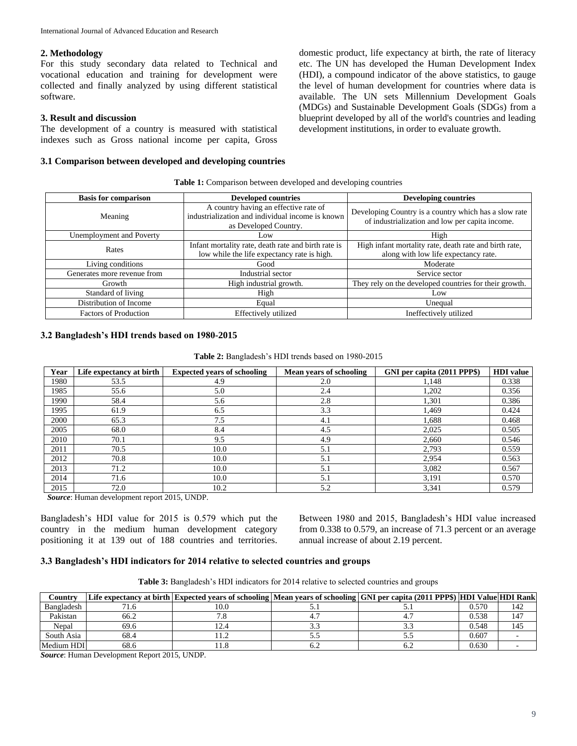## 2. Methodology

For this study secondary data related to Technical and vocational education and training for development were collected and finally analyzed by using different statistical software.

## 3. Result and discussion

The development of a country is measured with statistical indexes such as Gross national income per capita, Gross domestic product, life expectancy at birth, the rate of literacy etc. The UN has developed the Human Development Index (HDI), a compound indicator of the above statistics, to gauge the level of human development for countries where data is available. The UN sets Millennium Development Goals (MDGs) and Sustainable Development Goals (SDGs) from a blueprint developed by all of the world's countries and leading development institutions, in order to evaluate growth.

### 3.1 Comparison between developed and developing countries

**Table 1:** Comparison between developed and developing countries

| Basis for comparison | Developed countries | Developing countries |
|---|---|---|
| Meaning | A country having an effective rate of industrialization and individual income is known as Developed Country. | Developing Country is a country which has a slow rate of industrialization and low per capita income. |
| Unemployment and Poverty | Low | High |
| Rates | Infant mortality rate, death rate and birth rate is low while the life expectancy rate is high. | High infant mortality rate, death rate and birth rate, along with low life expectancy rate. |
| Living conditions | Good | Moderate |
| Generates more revenue from | Industrial sector | Service sector |
| Growth | High industrial growth. | They rely on the developed countries for their growth. |
| Standard of living | High | Low |
| Distribution of Income | Equal | Unequal |
| Factors of Production | Effectively utilized | Ineffectively utilized |

### 3.2 Bangladesh's HDI trends based on 1980-2015

**Table 2:** Bangladesh's HDI trends based on 1980-2015

| Year | Life expectancy at birth | Expected years of schooling | Mean years of schooling | GNI per capita (2011 PPP$) | HDI value |
|---|---|---|---|---|---|
| 1980 | 53.5 | 4.9 | 2.0 | 1,148 | 0.338 |
| 1985 | 55.6 | 5.0 | 2.4 | 1,202 | 0.356 |
| 1990 | 58.4 | 5.6 | 2.8 | 1,301 | 0.386 |
| 1995 | 61.9 | 6.5 | 3.3 | 1,469 | 0.424 |
| 2000 | 65.3 | 7.5 | 4.1 | 1,688 | 0.468 |
| 2005 | 68.0 | 8.4 | 4.5 | 2,025 | 0.505 |
| 2010 | 70.1 | 9.5 | 4.9 | 2,660 | 0.546 |
| 2011 | 70.5 | 10.0 | 5.1 | 2,793 | 0.559 |
| 2012 | 70.8 | 10.0 | 5.1 | 2,954 | 0.563 |
| 2013 | 71.2 | 10.0 | 5.1 | 3,082 | 0.567 |
| 2014 | 71.6 | 10.0 | 5.1 | 3,191 | 0.570 |
| 2015 | 72.0 | 10.2 | 5.2 | 3,341 | 0.579 |

***Source***: Human development report 2015, UNDP.

Bangladesh's HDI value for 2015 is 0.579 which put the country in the medium human development category positioning it at 139 out of 188 countries and territories. Between 1980 and 2015, Bangladesh's HDI value increased from 0.338 to 0.579, an increase of 71.3 percent or an average annual increase of about 2.19 percent.

### 3.3 Bangladesh's HDI indicators for 2014 relative to selected countries and groups

**Table 3:** Bangladesh's HDI indicators for 2014 relative to selected countries and groups

| Country | Life expectancy at birth | Expected years of schooling | Mean years of schooling | GNI per capita (2011 PPP$) | HDI Value | HDI Rank |
|---|---|---|---|---|---|---|
| Bangladesh | 71.6 | 10.0 | 5.1 | 5.1 | 0.570 | 142 |
| Pakistan | 66.2 | 7.8 | 4.7 | 4.7 | 0.538 | 147 |
| Nepal | 69.6 | 12.4 | 3.3 | 3.3 | 0.548 | 145 |
| South Asia | 68.4 | 11.2 | 5.5 | 5.5 | 0.607 | - |
| Medium HDI | 68.6 | 11.8 | 6.2 | 6.2 | 0.630 | - |

***Source***: Human Development Report 2015, UNDP.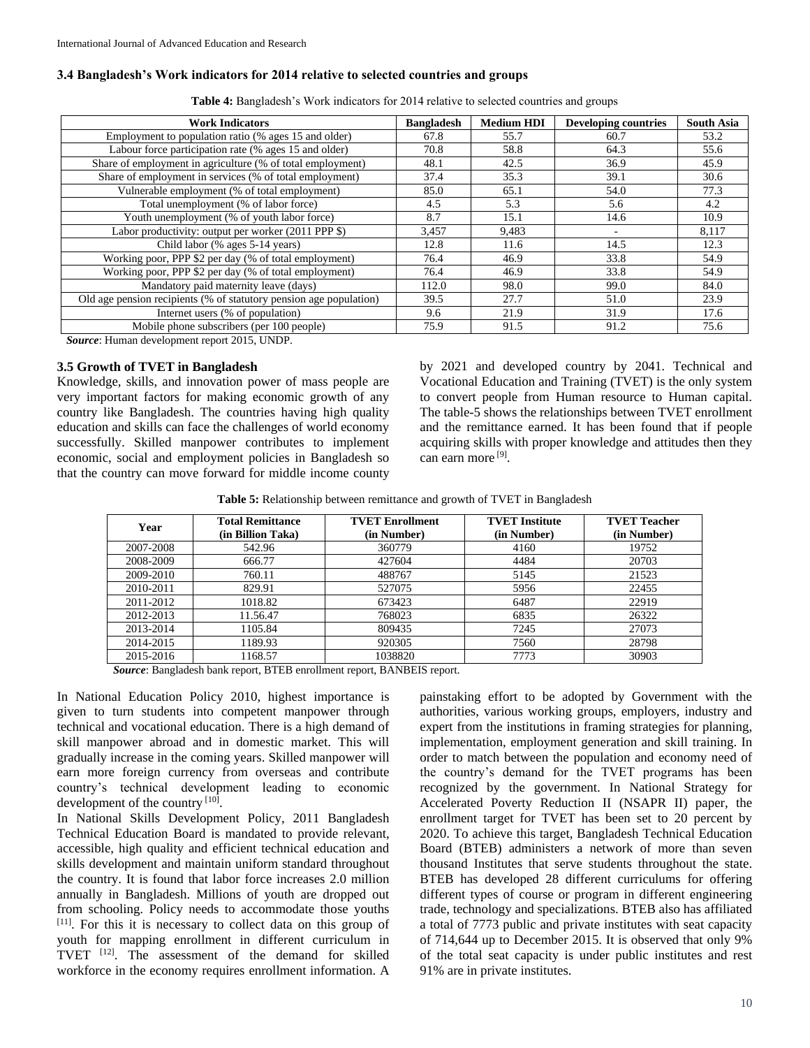### 3.4 Bangladesh's Work indicators for 2014 relative to selected countries and groups

**Table 4:** Bangladesh's Work indicators for 2014 relative to selected countries and groups

| Work Indicators | Bangladesh | Medium HDI | Developing countries | South Asia |
|---|---|---|---|---|
| Employment to population ratio (% ages 15 and older) | 67.8 | 55.7 | 60.7 | 53.2 |
| Labour force participation rate (% ages 15 and older) | 70.8 | 58.8 | 64.3 | 55.6 |
| Share of employment in agriculture (% of total employment) | 48.1 | 42.5 | 36.9 | 45.9 |
| Share of employment in services (% of total employment) | 37.4 | 35.3 | 39.1 | 30.6 |
| Vulnerable employment (% of total employment) | 85.0 | 65.1 | 54.0 | 77.3 |
| Total unemployment (% of labor force) | 4.5 | 5.3 | 5.6 | 4.2 |
| Youth unemployment (% of youth labor force) | 8.7 | 15.1 | 14.6 | 10.9 |
| Labor productivity: output per worker (2011 PPP $) | 3,457 | 9,483 | - | 8,117 |
| Child labor (% ages 5-14 years) | 12.8 | 11.6 | 14.5 | 12.3 |
| Working poor, PPP $2 per day (% of total employment) | 76.4 | 46.9 | 33.8 | 54.9 |
| Working poor, PPP $2 per day (% of total employment) | 76.4 | 46.9 | 33.8 | 54.9 |
| Mandatory paid maternity leave (days) | 112.0 | 98.0 | 99.0 | 84.0 |
| Old age pension recipients (% of statutory pension age population) | 39.5 | 27.7 | 51.0 | 23.9 |
| Internet users (% of population) | 9.6 | 21.9 | 31.9 | 17.6 |
| Mobile phone subscribers (per 100 people) | 75.9 | 91.5 | 91.2 | 75.6 |

***Source***: Human development report 2015, UNDP.

### 3.5 Growth of TVET in Bangladesh

Knowledge, skills, and innovation power of mass people are very important factors for making economic growth of any country like Bangladesh. The countries having high quality education and skills can face the challenges of world economy successfully. Skilled manpower contributes to implement economic, social and employment policies in Bangladesh so that the country can move forward for middle income county by 2021 and developed country by 2041. Technical and Vocational Education and Training (TVET) is the only system to convert people from Human resource to Human capital. The table-5 shows the relationships between TVET enrollment and the remittance earned. It has been found that if people acquiring skills with proper knowledge and attitudes then they can earn more [9].

**Table 5:** Relationship between remittance and growth of TVET in Bangladesh

| Year | Total Remittance (in Billion Taka) | TVET Enrollment (in Number) | TVET Institute (in Number) | TVET Teacher (in Number) |
|---|---|---|---|---|
| 2007-2008 | 542.96 | 360779 | 4160 | 19752 |
| 2008-2009 | 666.77 | 427604 | 4484 | 20703 |
| 2009-2010 | 760.11 | 488767 | 5145 | 21523 |
| 2010-2011 | 829.91 | 527075 | 5956 | 22455 |
| 2011-2012 | 1018.82 | 673423 | 6487 | 22919 |
| 2012-2013 | 11.56.47 | 768023 | 6835 | 26322 |
| 2013-2014 | 1105.84 | 809435 | 7245 | 27073 |
| 2014-2015 | 1189.93 | 920305 | 7560 | 28798 |
| 2015-2016 | 1168.57 | 1038820 | 7773 | 30903 |

***Source***: Bangladesh bank report, BTEB enrollment report, BANBEIS report.

In National Education Policy 2010, highest importance is given to turn students into competent manpower through technical and vocational education. There is a high demand of skill manpower abroad and in domestic market. This will gradually increase in the coming years. Skilled manpower will earn more foreign currency from overseas and contribute country's technical development leading to economic development of the country [10].

In National Skills Development Policy, 2011 Bangladesh Technical Education Board is mandated to provide relevant, accessible, high quality and efficient technical education and skills development and maintain uniform standard throughout the country. It is found that labor force increases 2.0 million annually in Bangladesh. Millions of youth are dropped out from schooling. Policy needs to accommodate those youths [11]. For this it is necessary to collect data on this group of youth for mapping enrollment in different curriculum in TVET [12]. The assessment of the demand for skilled workforce in the economy requires enrollment information. A painstaking effort to be adopted by Government with the authorities, various working groups, employers, industry and expert from the institutions in framing strategies for planning, implementation, employment generation and skill training. In order to match between the population and economy need of the country's demand for the TVET programs has been recognized by the government. In National Strategy for Accelerated Poverty Reduction II (NSAPR II) paper, the enrollment target for TVET has been set to 20 percent by 2020. To achieve this target, Bangladesh Technical Education Board (BTEB) administers a network of more than seven thousand Institutes that serve students throughout the state. BTEB has developed 28 different curriculums for offering different types of course or program in different engineering trade, technology and specializations. BTEB also has affiliated a total of 7773 public and private institutes with seat capacity of 714,644 up to December 2015. It is observed that only 9% of the total seat capacity is under public institutes and rest 91% are in private institutes.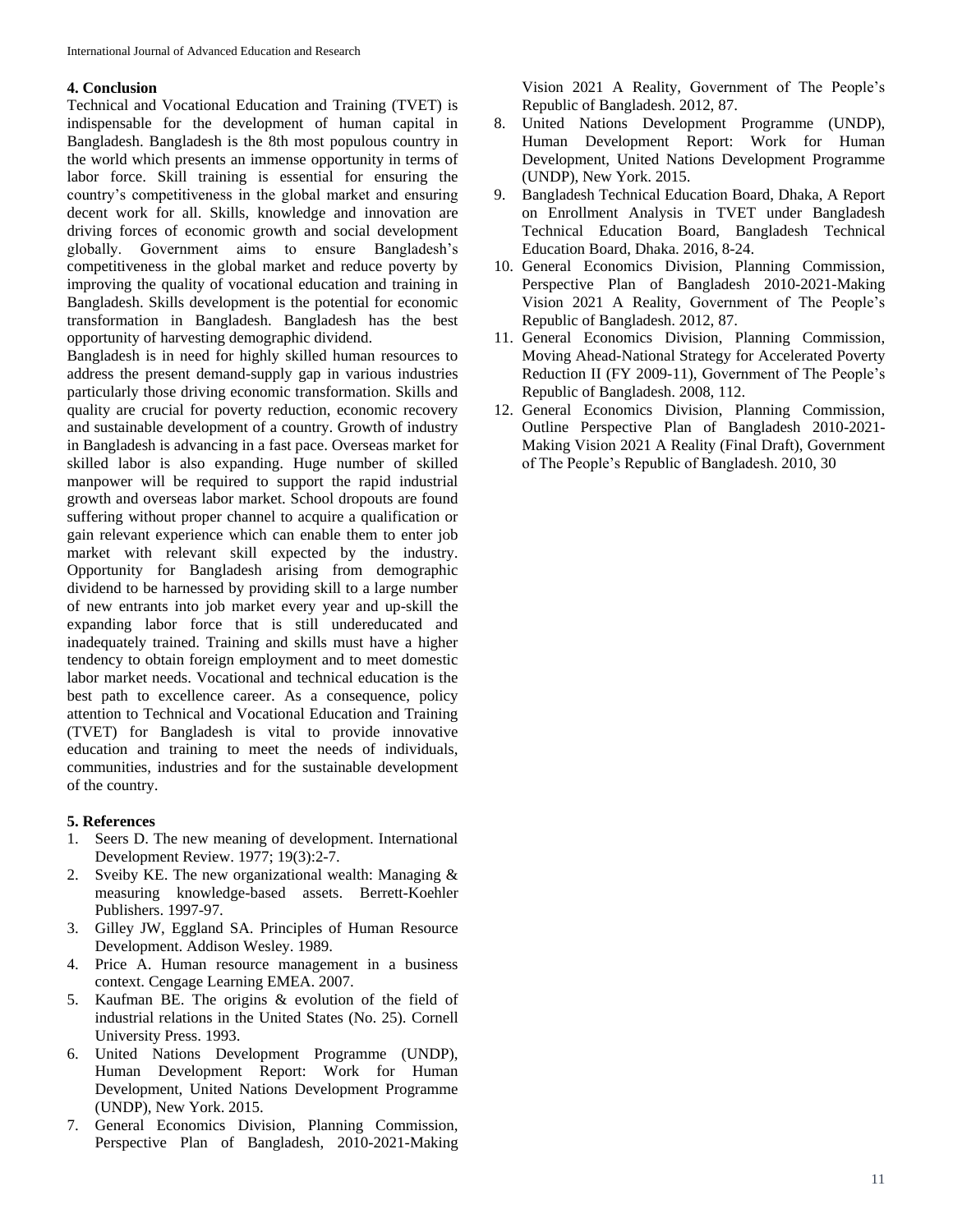## 4. Conclusion

Technical and Vocational Education and Training (TVET) is indispensable for the development of human capital in Bangladesh. Bangladesh is the 8th most populous country in the world which presents an immense opportunity in terms of labor force. Skill training is essential for ensuring the country's competitiveness in the global market and ensuring decent work for all. Skills, knowledge and innovation are driving forces of economic growth and social development globally. Government aims to ensure Bangladesh's competitiveness in the global market and reduce poverty by improving the quality of vocational education and training in Bangladesh. Skills development is the potential for economic transformation in Bangladesh. Bangladesh has the best opportunity of harvesting demographic dividend.

Bangladesh is in need for highly skilled human resources to address the present demand-supply gap in various industries particularly those driving economic transformation. Skills and quality are crucial for poverty reduction, economic recovery and sustainable development of a country. Growth of industry in Bangladesh is advancing in a fast pace. Overseas market for skilled labor is also expanding. Huge number of skilled manpower will be required to support the rapid industrial growth and overseas labor market. School dropouts are found suffering without proper channel to acquire a qualification or gain relevant experience which can enable them to enter job market with relevant skill expected by the industry. Opportunity for Bangladesh arising from demographic dividend to be harnessed by providing skill to a large number of new entrants into job market every year and up-skill the expanding labor force that is still undereducated and inadequately trained. Training and skills must have a higher tendency to obtain foreign employment and to meet domestic labor market needs. Vocational and technical education is the best path to excellence career. As a consequence, policy attention to Technical and Vocational Education and Training (TVET) for Bangladesh is vital to provide innovative education and training to meet the needs of individuals, communities, industries and for the sustainable development of the country.

## 5. References

1. Seers D. The new meaning of development. International Development Review. 1977; 19(3):2-7.
2. Sveiby KE. The new organizational wealth: Managing & measuring knowledge-based assets. Berrett-Koehler Publishers. 1997-97.
3. Gilley JW, Eggland SA. Principles of Human Resource Development. Addison Wesley. 1989.
4. Price A. Human resource management in a business context. Cengage Learning EMEA. 2007.
5. Kaufman BE. The origins & evolution of the field of industrial relations in the United States (No. 25). Cornell University Press. 1993.
6. United Nations Development Programme (UNDP), Human Development Report: Work for Human Development, United Nations Development Programme (UNDP), New York. 2015.
7. General Economics Division, Planning Commission, Perspective Plan of Bangladesh, 2010-2021-Making Vision 2021 A Reality, Government of The People's Republic of Bangladesh. 2012, 87.
8. United Nations Development Programme (UNDP), Human Development Report: Work for Human Development, United Nations Development Programme (UNDP), New York. 2015.
9. Bangladesh Technical Education Board, Dhaka, A Report on Enrollment Analysis in TVET under Bangladesh Technical Education Board, Bangladesh Technical Education Board, Dhaka. 2016, 8-24.
10. General Economics Division, Planning Commission, Perspective Plan of Bangladesh 2010-2021-Making Vision 2021 A Reality, Government of The People's Republic of Bangladesh. 2012, 87.
11. General Economics Division, Planning Commission, Moving Ahead-National Strategy for Accelerated Poverty Reduction II (FY 2009-11), Government of The People's Republic of Bangladesh. 2008, 112.
12. General Economics Division, Planning Commission, Outline Perspective Plan of Bangladesh 2010-2021-Making Vision 2021 A Reality (Final Draft), Government of The People's Republic of Bangladesh. 2010, 30